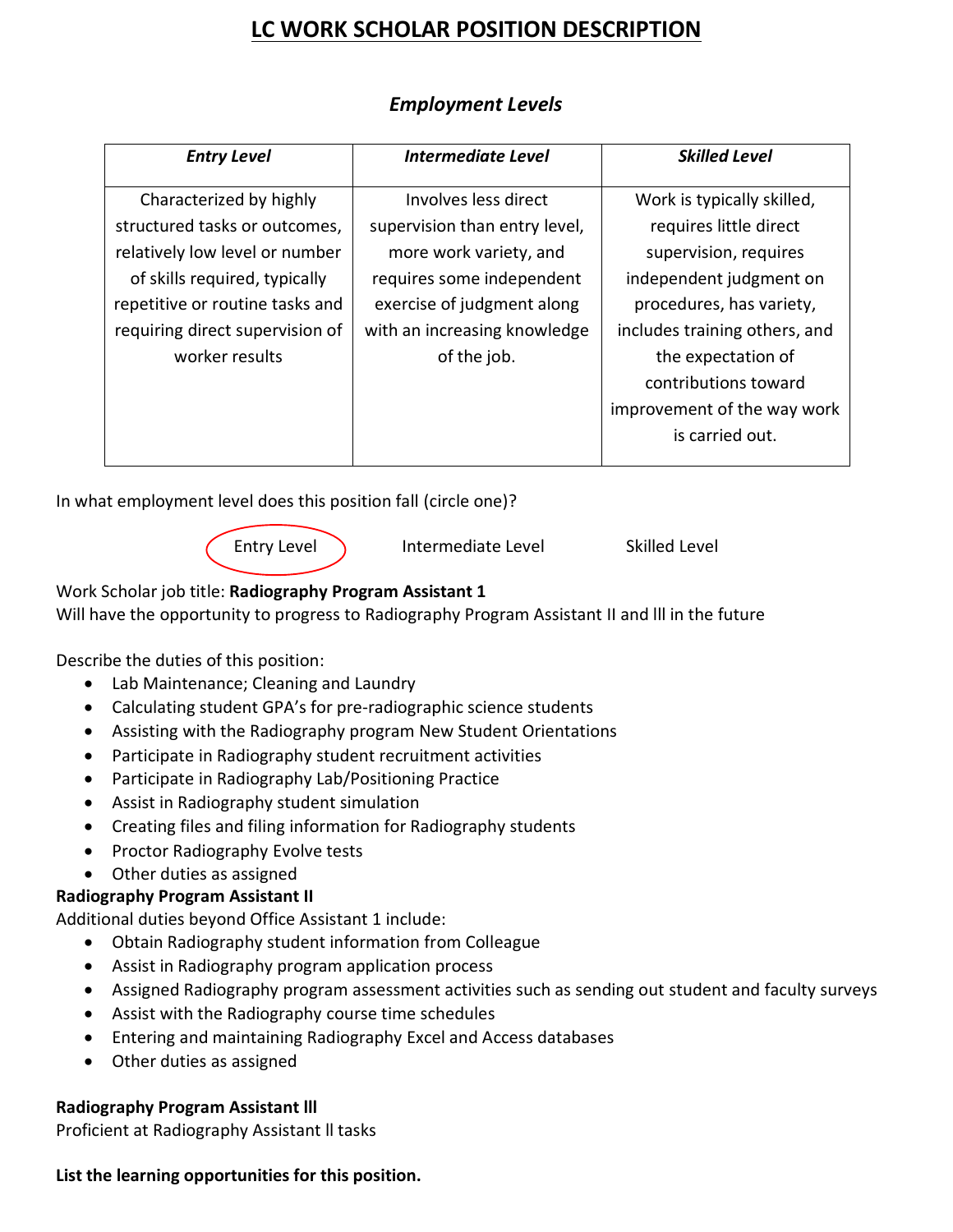# LC WORK SCHOLAR POSITION DESCRIPTION

## *Employment Levels*

| *Entry Level* | *Intermediate Level* | *Skilled Level* |
|---|---|---|
| Characterized by highly structured tasks or outcomes, relatively low level or number of skills required, typically repetitive or routine tasks and requiring direct supervision of worker results | Involves less direct supervision than entry level, more work variety, and requires some independent exercise of judgment along with an increasing knowledge of the job. | Work is typically skilled, requires little direct supervision, requires independent judgment on procedures, has variety, includes training others, and the expectation of contributions toward improvement of the way work is carried out. |

In what employment level does this position fall (circle one)?

Entry Level (circled) Intermediate Level Skilled Level

Work Scholar job title: **Radiography Program Assistant 1**

Will have the opportunity to progress to Radiography Program Assistant II and lll in the future

Describe the duties of this position:

- Lab Maintenance; Cleaning and Laundry
- Calculating student GPA's for pre-radiographic science students
- Assisting with the Radiography program New Student Orientations
- Participate in Radiography student recruitment activities
- Participate in Radiography Lab/Positioning Practice
- Assist in Radiography student simulation
- Creating files and filing information for Radiography students
- Proctor Radiography Evolve tests
- Other duties as assigned

**Radiography Program Assistant II**

Additional duties beyond Office Assistant 1 include:

- Obtain Radiography student information from Colleague
- Assist in Radiography program application process
- Assigned Radiography program assessment activities such as sending out student and faculty surveys
- Assist with the Radiography course time schedules
- Entering and maintaining Radiography Excel and Access databases
- Other duties as assigned

**Radiography Program Assistant lll**

Proficient at Radiography Assistant ll tasks

**List the learning opportunities for this position.**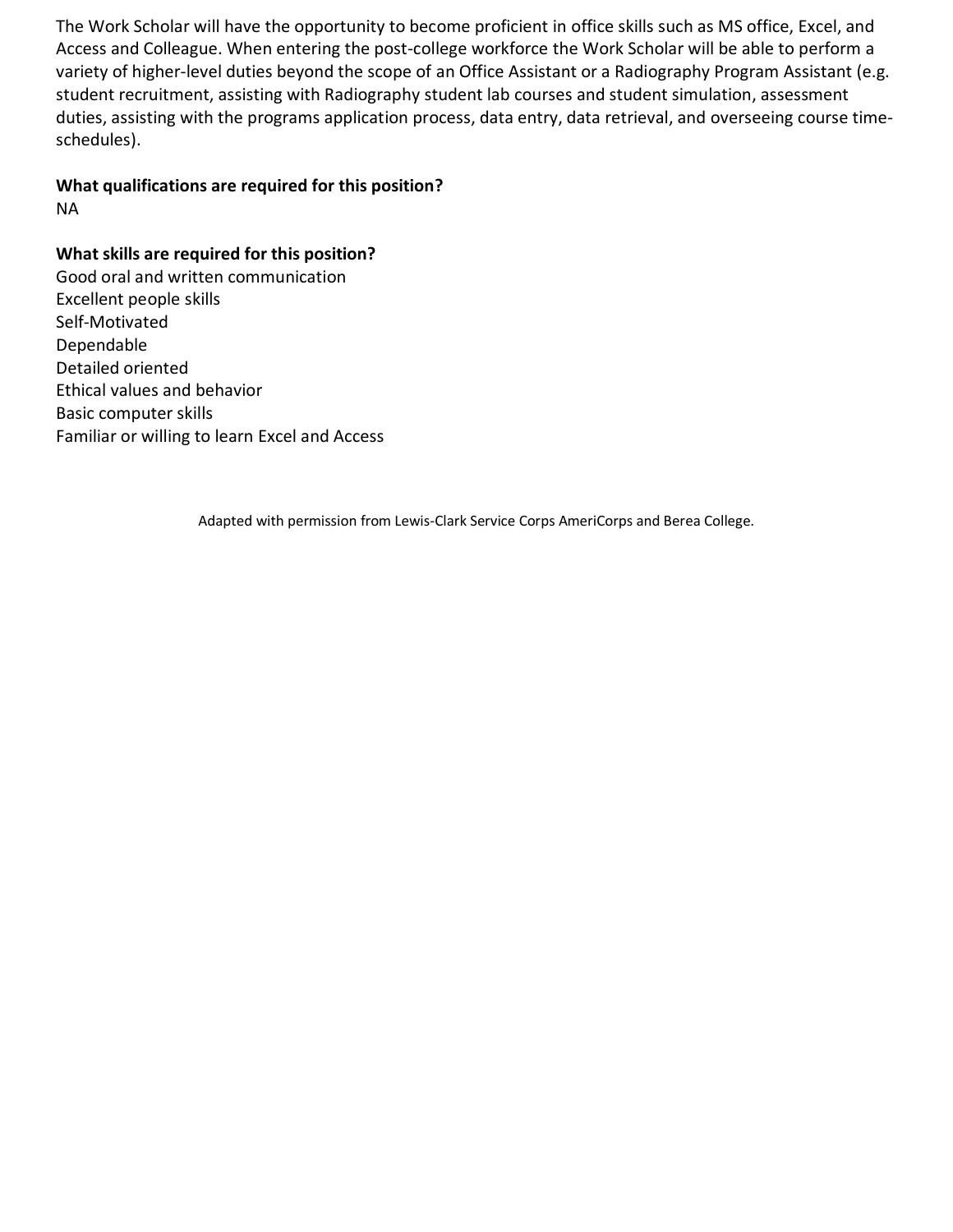The Work Scholar will have the opportunity to become proficient in office skills such as MS office, Excel, and Access and Colleague. When entering the post-college workforce the Work Scholar will be able to perform a variety of higher-level duties beyond the scope of an Office Assistant or a Radiography Program Assistant (e.g. student recruitment, assisting with Radiography student lab courses and student simulation, assessment duties, assisting with the programs application process, data entry, data retrieval, and overseeing course time-schedules).

**What qualifications are required for this position?**

NA

**What skills are required for this position?**

Good oral and written communication
Excellent people skills
Self-Motivated
Dependable
Detailed oriented
Ethical values and behavior
Basic computer skills
Familiar or willing to learn Excel and Access

Adapted with permission from Lewis-Clark Service Corps AmeriCorps and Berea College.